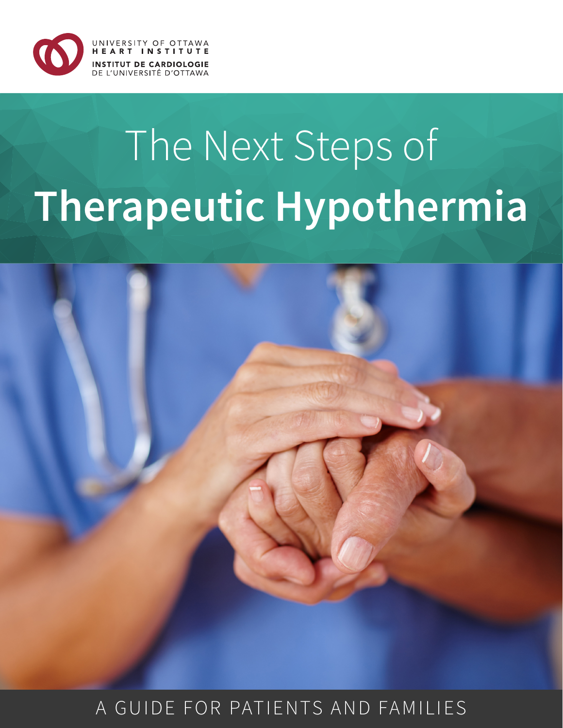UNIVERSITY OF OTTAWA
HEART INSTITUTE
INSTITUT DE CARDIOLOGIE
DE L'UNIVERSITÉ D'OTTAWA

# The Next Steps of **Therapeutic Hypothermia**

A GUIDE FOR PATIENTS AND FAMILIES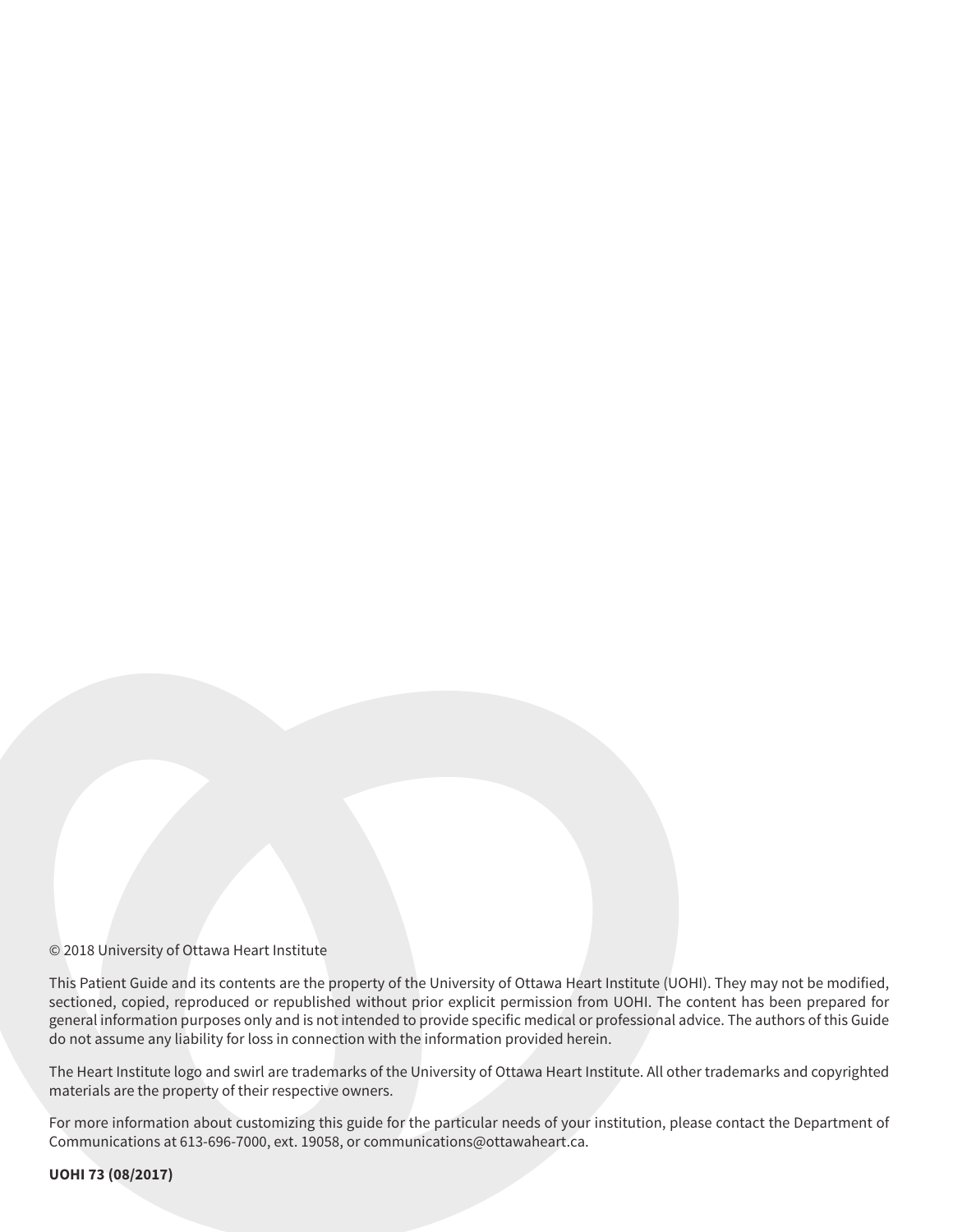© 2018 University of Ottawa Heart Institute

This Patient Guide and its contents are the property of the University of Ottawa Heart Institute (UOHI). They may not be modified, sectioned, copied, reproduced or republished without prior explicit permission from UOHI. The content has been prepared for general information purposes only and is not intended to provide specific medical or professional advice. The authors of this Guide do not assume any liability for loss in connection with the information provided herein.

The Heart Institute logo and swirl are trademarks of the University of Ottawa Heart Institute. All other trademarks and copyrighted materials are the property of their respective owners.

For more information about customizing this guide for the particular needs of your institution, please contact the Department of Communications at 613-696-7000, ext. 19058, or communications@ottawaheart.ca.

**UOHI 73 (08/2017)**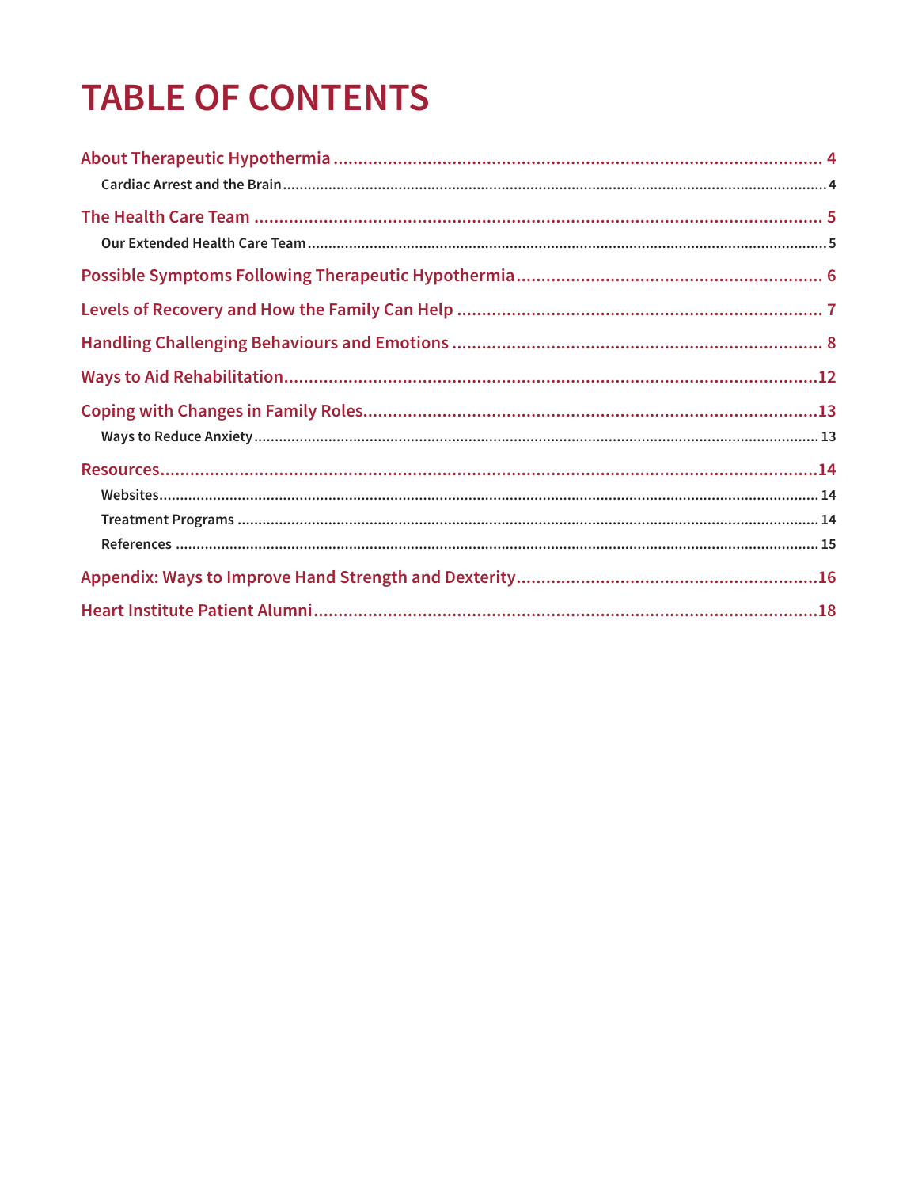# TABLE OF CONTENTS

- **About Therapeutic Hypothermia** ... 4
  - Cardiac Arrest and the Brain ... 4
- **The Health Care Team** ... 5
  - Our Extended Health Care Team ... 5
- **Possible Symptoms Following Therapeutic Hypothermia** ... 6
- **Levels of Recovery and How the Family Can Help** ... 7
- **Handling Challenging Behaviours and Emotions** ... 8
- **Ways to Aid Rehabilitation** ... 12
- **Coping with Changes in Family Roles** ... 13
  - Ways to Reduce Anxiety ... 13
- **Resources** ... 14
  - Websites ... 14
  - Treatment Programs ... 14
  - References ... 15
- **Appendix: Ways to Improve Hand Strength and Dexterity** ... 16
- **Heart Institute Patient Alumni** ... 18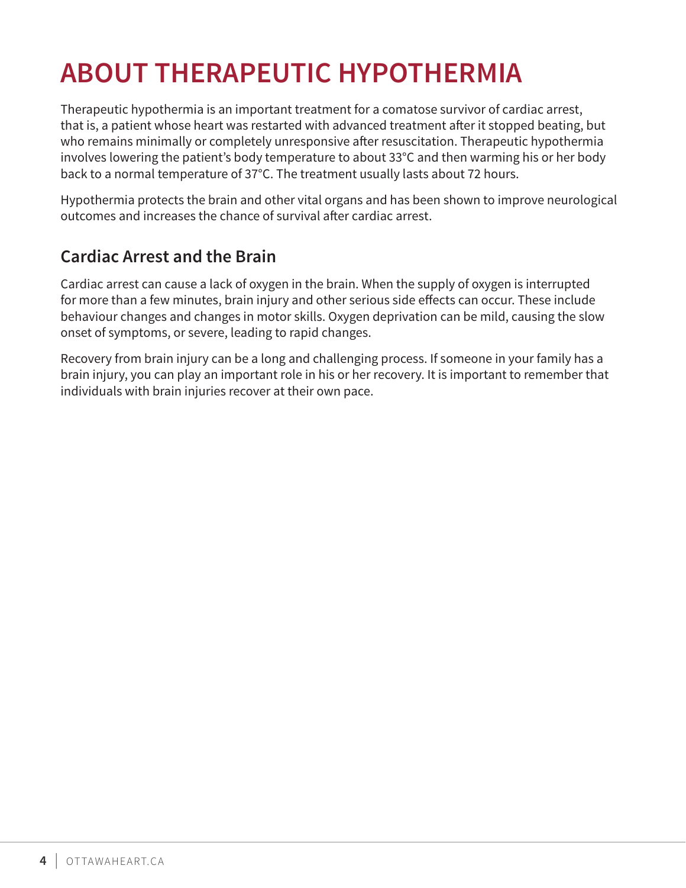# ABOUT THERAPEUTIC HYPOTHERMIA

Therapeutic hypothermia is an important treatment for a comatose survivor of cardiac arrest, that is, a patient whose heart was restarted with advanced treatment after it stopped beating, but who remains minimally or completely unresponsive after resuscitation. Therapeutic hypothermia involves lowering the patient's body temperature to about 33°C and then warming his or her body back to a normal temperature of 37°C. The treatment usually lasts about 72 hours.

Hypothermia protects the brain and other vital organs and has been shown to improve neurological outcomes and increases the chance of survival after cardiac arrest.

## Cardiac Arrest and the Brain

Cardiac arrest can cause a lack of oxygen in the brain. When the supply of oxygen is interrupted for more than a few minutes, brain injury and other serious side effects can occur. These include behaviour changes and changes in motor skills. Oxygen deprivation can be mild, causing the slow onset of symptoms, or severe, leading to rapid changes.

Recovery from brain injury can be a long and challenging process. If someone in your family has a brain injury, you can play an important role in his or her recovery. It is important to remember that individuals with brain injuries recover at their own pace.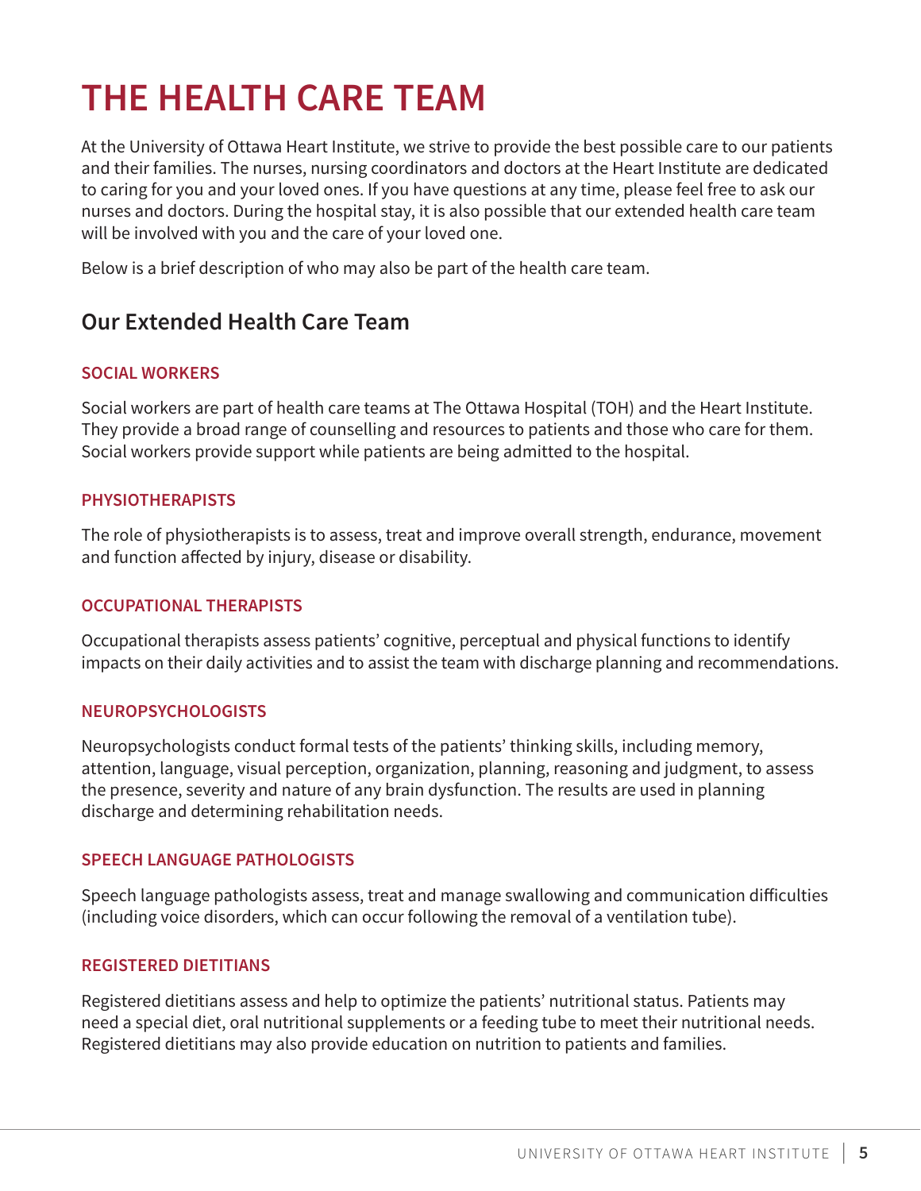# THE HEALTH CARE TEAM

At the University of Ottawa Heart Institute, we strive to provide the best possible care to our patients and their families. The nurses, nursing coordinators and doctors at the Heart Institute are dedicated to caring for you and your loved ones. If you have questions at any time, please feel free to ask our nurses and doctors. During the hospital stay, it is also possible that our extended health care team will be involved with you and the care of your loved one.

Below is a brief description of who may also be part of the health care team.

## Our Extended Health Care Team

### SOCIAL WORKERS

Social workers are part of health care teams at The Ottawa Hospital (TOH) and the Heart Institute. They provide a broad range of counselling and resources to patients and those who care for them. Social workers provide support while patients are being admitted to the hospital.

### PHYSIOTHERAPISTS

The role of physiotherapists is to assess, treat and improve overall strength, endurance, movement and function affected by injury, disease or disability.

### OCCUPATIONAL THERAPISTS

Occupational therapists assess patients' cognitive, perceptual and physical functions to identify impacts on their daily activities and to assist the team with discharge planning and recommendations.

### NEUROPSYCHOLOGISTS

Neuropsychologists conduct formal tests of the patients' thinking skills, including memory, attention, language, visual perception, organization, planning, reasoning and judgment, to assess the presence, severity and nature of any brain dysfunction. The results are used in planning discharge and determining rehabilitation needs.

### SPEECH LANGUAGE PATHOLOGISTS

Speech language pathologists assess, treat and manage swallowing and communication difficulties (including voice disorders, which can occur following the removal of a ventilation tube).

### REGISTERED DIETITIANS

Registered dietitians assess and help to optimize the patients' nutritional status. Patients may need a special diet, oral nutritional supplements or a feeding tube to meet their nutritional needs. Registered dietitians may also provide education on nutrition to patients and families.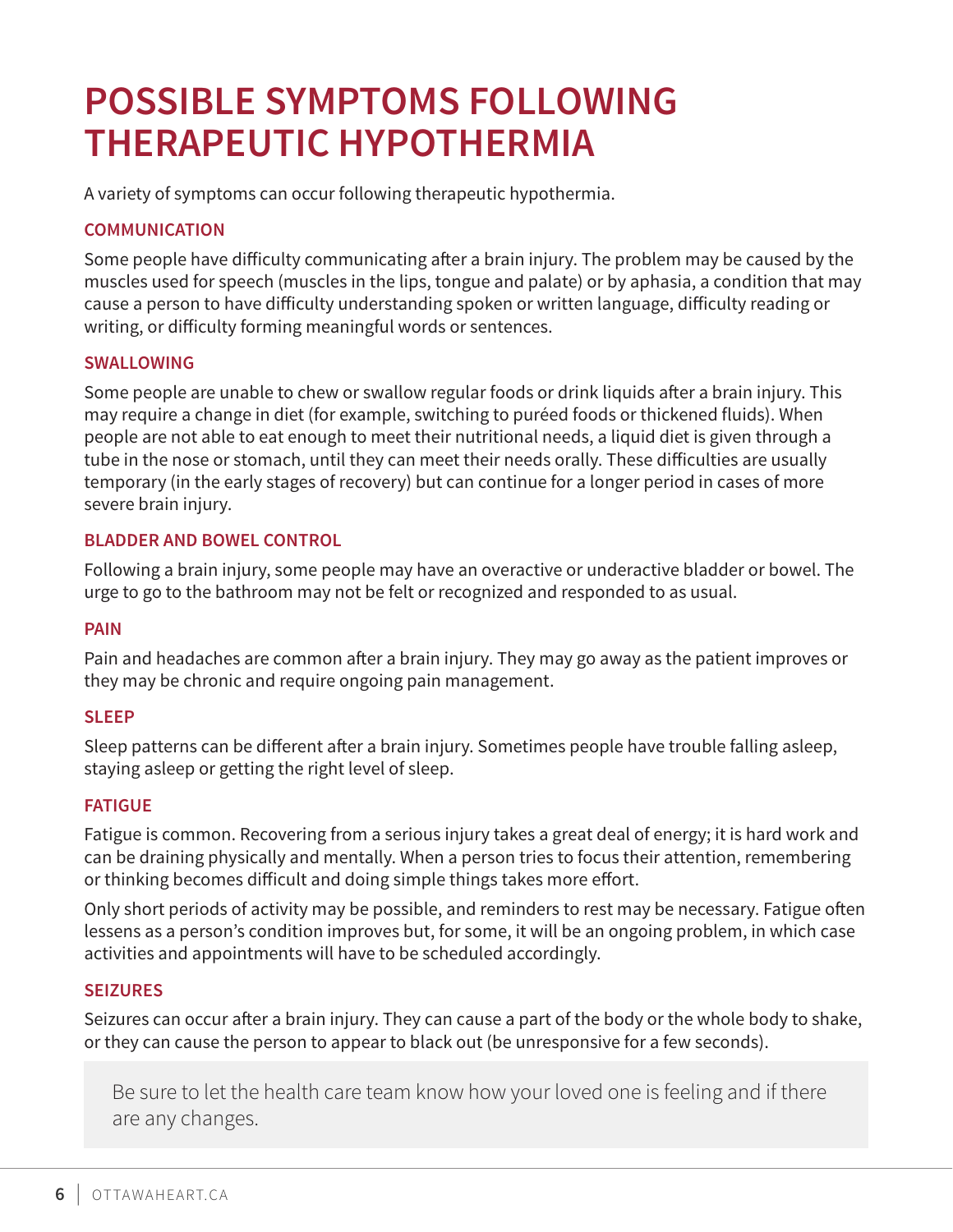# POSSIBLE SYMPTOMS FOLLOWING THERAPEUTIC HYPOTHERMIA

A variety of symptoms can occur following therapeutic hypothermia.

### COMMUNICATION

Some people have difficulty communicating after a brain injury. The problem may be caused by the muscles used for speech (muscles in the lips, tongue and palate) or by aphasia, a condition that may cause a person to have difficulty understanding spoken or written language, difficulty reading or writing, or difficulty forming meaningful words or sentences.

### SWALLOWING

Some people are unable to chew or swallow regular foods or drink liquids after a brain injury. This may require a change in diet (for example, switching to puréed foods or thickened fluids). When people are not able to eat enough to meet their nutritional needs, a liquid diet is given through a tube in the nose or stomach, until they can meet their needs orally. These difficulties are usually temporary (in the early stages of recovery) but can continue for a longer period in cases of more severe brain injury.

### BLADDER AND BOWEL CONTROL

Following a brain injury, some people may have an overactive or underactive bladder or bowel. The urge to go to the bathroom may not be felt or recognized and responded to as usual.

### PAIN

Pain and headaches are common after a brain injury. They may go away as the patient improves or they may be chronic and require ongoing pain management.

### SLEEP

Sleep patterns can be different after a brain injury. Sometimes people have trouble falling asleep, staying asleep or getting the right level of sleep.

### FATIGUE

Fatigue is common. Recovering from a serious injury takes a great deal of energy; it is hard work and can be draining physically and mentally. When a person tries to focus their attention, remembering or thinking becomes difficult and doing simple things takes more effort.

Only short periods of activity may be possible, and reminders to rest may be necessary. Fatigue often lessens as a person's condition improves but, for some, it will be an ongoing problem, in which case activities and appointments will have to be scheduled accordingly.

### SEIZURES

Seizures can occur after a brain injury. They can cause a part of the body or the whole body to shake, or they can cause the person to appear to black out (be unresponsive for a few seconds).

> Be sure to let the health care team know how your loved one is feeling and if there are any changes.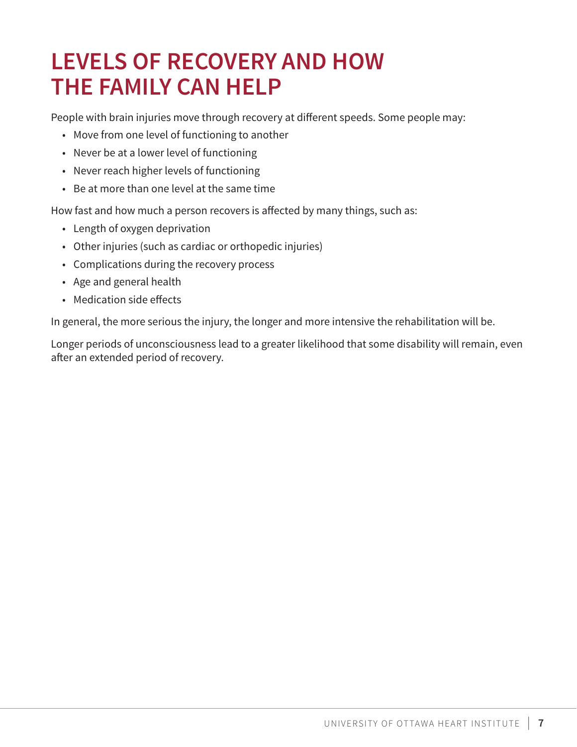# LEVELS OF RECOVERY AND HOW THE FAMILY CAN HELP

People with brain injuries move through recovery at different speeds. Some people may:

- Move from one level of functioning to another
- Never be at a lower level of functioning
- Never reach higher levels of functioning
- Be at more than one level at the same time

How fast and how much a person recovers is affected by many things, such as:

- Length of oxygen deprivation
- Other injuries (such as cardiac or orthopedic injuries)
- Complications during the recovery process
- Age and general health
- Medication side effects

In general, the more serious the injury, the longer and more intensive the rehabilitation will be.

Longer periods of unconsciousness lead to a greater likelihood that some disability will remain, even after an extended period of recovery.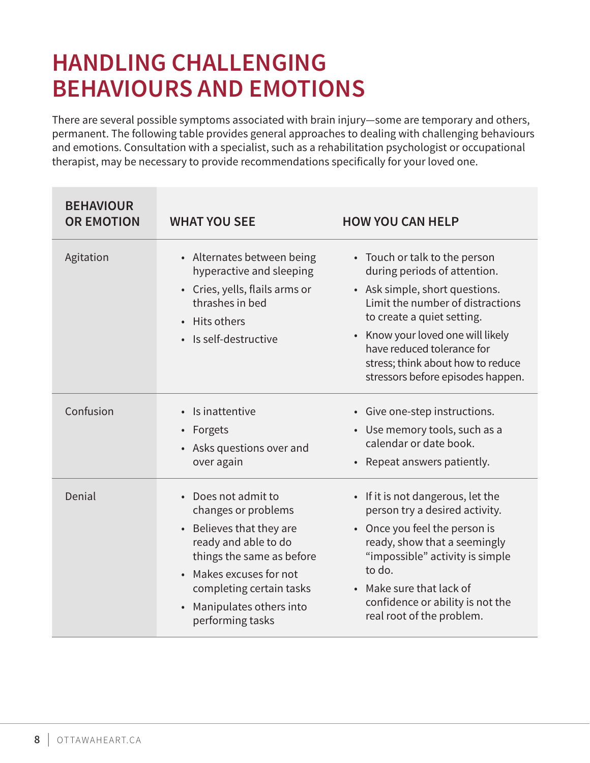# HANDLING CHALLENGING BEHAVIOURS AND EMOTIONS

There are several possible symptoms associated with brain injury—some are temporary and others, permanent. The following table provides general approaches to dealing with challenging behaviours and emotions. Consultation with a specialist, such as a rehabilitation psychologist or occupational therapist, may be necessary to provide recommendations specifically for your loved one.

| BEHAVIOUR OR EMOTION | WHAT YOU SEE | HOW YOU CAN HELP |
|---|---|---|
| Agitation | • Alternates between being hyperactive and sleeping<br>• Cries, yells, flails arms or thrashes in bed<br>• Hits others<br>• Is self-destructive | • Touch or talk to the person during periods of attention.<br>• Ask simple, short questions. Limit the number of distractions to create a quiet setting.<br>• Know your loved one will likely have reduced tolerance for stress; think about how to reduce stressors before episodes happen. |
| Confusion | • Is inattentive<br>• Forgets<br>• Asks questions over and over again | • Give one-step instructions.<br>• Use memory tools, such as a calendar or date book.<br>• Repeat answers patiently. |
| Denial | • Does not admit to changes or problems<br>• Believes that they are ready and able to do things the same as before<br>• Makes excuses for not completing certain tasks<br>• Manipulates others into performing tasks | • If it is not dangerous, let the person try a desired activity.<br>• Once you feel the person is ready, show that a seemingly "impossible" activity is simple to do.<br>• Make sure that lack of confidence or ability is not the real root of the problem. |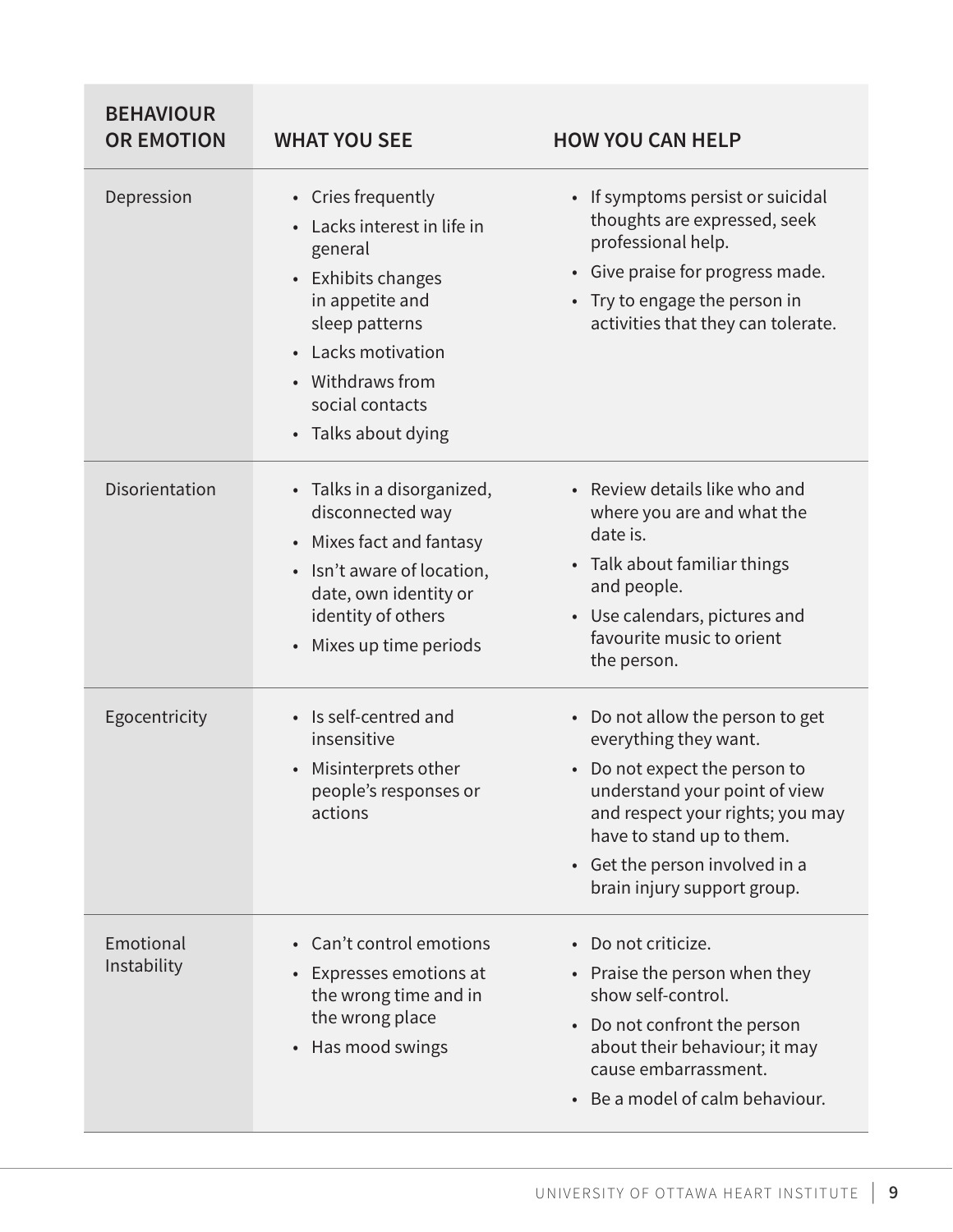| BEHAVIOUR OR EMOTION | WHAT YOU SEE | HOW YOU CAN HELP |
|---|---|---|
| Depression | • Cries frequently<br>• Lacks interest in life in general<br>• Exhibits changes in appetite and sleep patterns<br>• Lacks motivation<br>• Withdraws from social contacts<br>• Talks about dying | • If symptoms persist or suicidal thoughts are expressed, seek professional help.<br>• Give praise for progress made.<br>• Try to engage the person in activities that they can tolerate. |
| Disorientation | • Talks in a disorganized, disconnected way<br>• Mixes fact and fantasy<br>• Isn't aware of location, date, own identity or identity of others<br>• Mixes up time periods | • Review details like who and where you are and what the date is.<br>• Talk about familiar things and people.<br>• Use calendars, pictures and favourite music to orient the person. |
| Egocentricity | • Is self-centred and insensitive<br>• Misinterprets other people's responses or actions | • Do not allow the person to get everything they want.<br>• Do not expect the person to understand your point of view and respect your rights; you may have to stand up to them.<br>• Get the person involved in a brain injury support group. |
| Emotional Instability | • Can't control emotions<br>• Expresses emotions at the wrong time and in the wrong place<br>• Has mood swings | • Do not criticize.<br>• Praise the person when they show self-control.<br>• Do not confront the person about their behaviour; it may cause embarrassment.<br>• Be a model of calm behaviour. |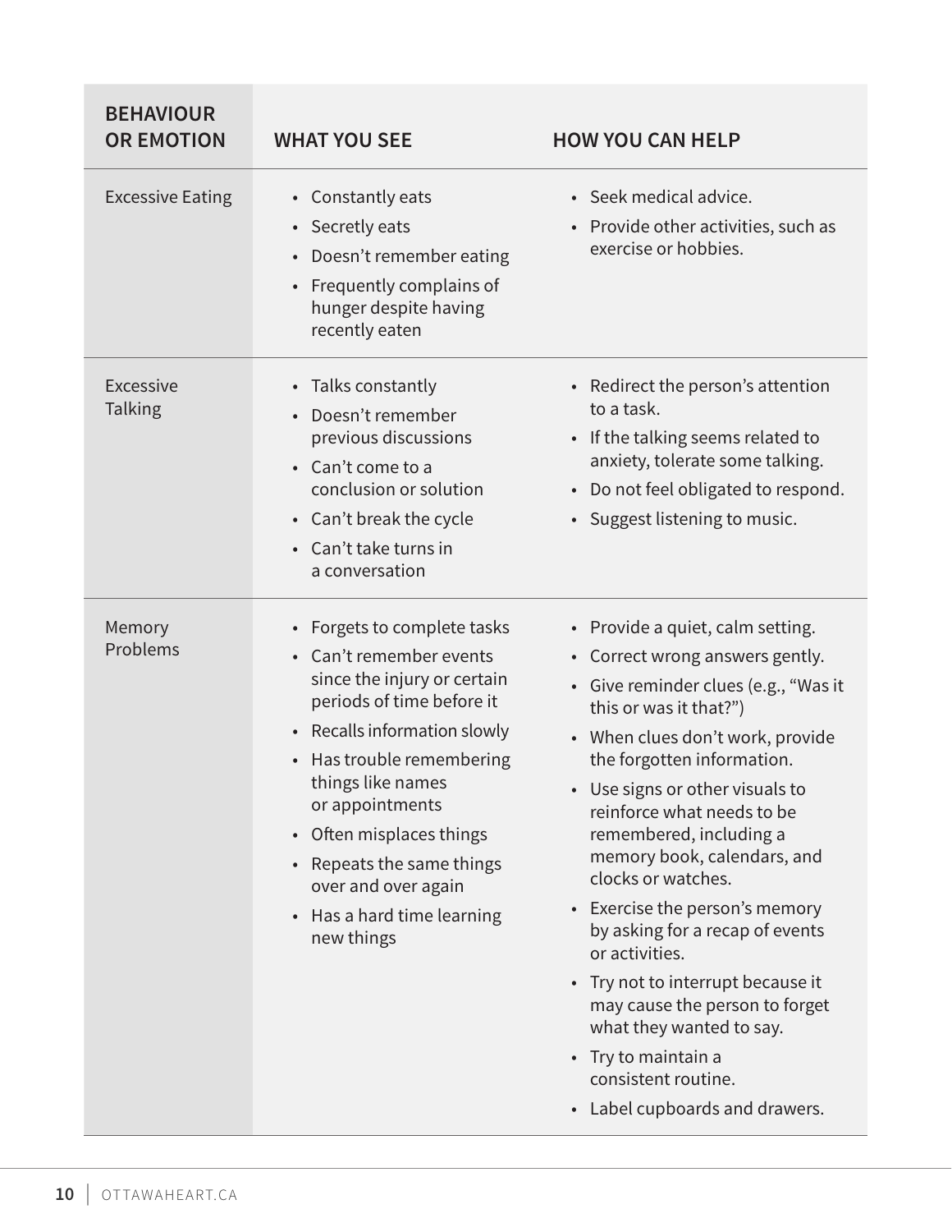| BEHAVIOUR OR EMOTION | WHAT YOU SEE | HOW YOU CAN HELP |
|---|---|---|
| Excessive Eating | • Constantly eats<br>• Secretly eats<br>• Doesn't remember eating<br>• Frequently complains of hunger despite having recently eaten | • Seek medical advice.<br>• Provide other activities, such as exercise or hobbies. |
| Excessive Talking | • Talks constantly<br>• Doesn't remember previous discussions<br>• Can't come to a conclusion or solution<br>• Can't break the cycle<br>• Can't take turns in a conversation | • Redirect the person's attention to a task.<br>• If the talking seems related to anxiety, tolerate some talking.<br>• Do not feel obligated to respond.<br>• Suggest listening to music. |
| Memory Problems | • Forgets to complete tasks<br>• Can't remember events since the injury or certain periods of time before it<br>• Recalls information slowly<br>• Has trouble remembering things like names or appointments<br>• Often misplaces things<br>• Repeats the same things over and over again<br>• Has a hard time learning new things | • Provide a quiet, calm setting.<br>• Correct wrong answers gently.<br>• Give reminder clues (e.g., "Was it this or was it that?")<br>• When clues don't work, provide the forgotten information.<br>• Use signs or other visuals to reinforce what needs to be remembered, including a memory book, calendars, and clocks or watches.<br>• Exercise the person's memory by asking for a recap of events or activities.<br>• Try not to interrupt because it may cause the person to forget what they wanted to say.<br>• Try to maintain a consistent routine.<br>• Label cupboards and drawers. |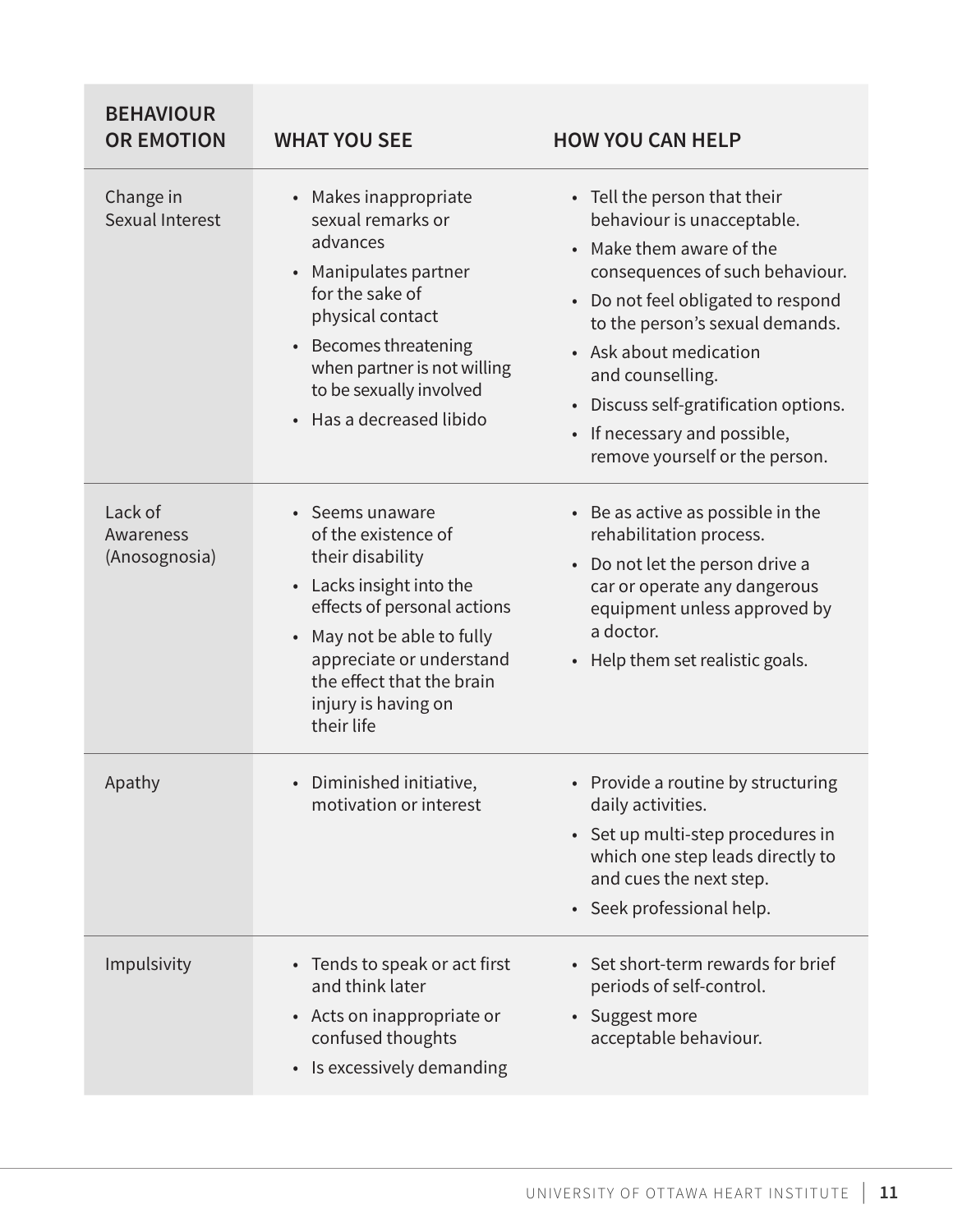| BEHAVIOUR OR EMOTION | WHAT YOU SEE | HOW YOU CAN HELP |
|---|---|---|
| Change in Sexual Interest | • Makes inappropriate sexual remarks or advances<br>• Manipulates partner for the sake of physical contact<br>• Becomes threatening when partner is not willing to be sexually involved<br>• Has a decreased libido | • Tell the person that their behaviour is unacceptable.<br>• Make them aware of the consequences of such behaviour.<br>• Do not feel obligated to respond to the person's sexual demands.<br>• Ask about medication and counselling.<br>• Discuss self-gratification options.<br>• If necessary and possible, remove yourself or the person. |
| Lack of Awareness (Anosognosia) | • Seems unaware of the existence of their disability<br>• Lacks insight into the effects of personal actions<br>• May not be able to fully appreciate or understand the effect that the brain injury is having on their life | • Be as active as possible in the rehabilitation process.<br>• Do not let the person drive a car or operate any dangerous equipment unless approved by a doctor.<br>• Help them set realistic goals. |
| Apathy | • Diminished initiative, motivation or interest | • Provide a routine by structuring daily activities.<br>• Set up multi-step procedures in which one step leads directly to and cues the next step.<br>• Seek professional help. |
| Impulsivity | • Tends to speak or act first and think later<br>• Acts on inappropriate or confused thoughts<br>• Is excessively demanding | • Set short-term rewards for brief periods of self-control.<br>• Suggest more acceptable behaviour. |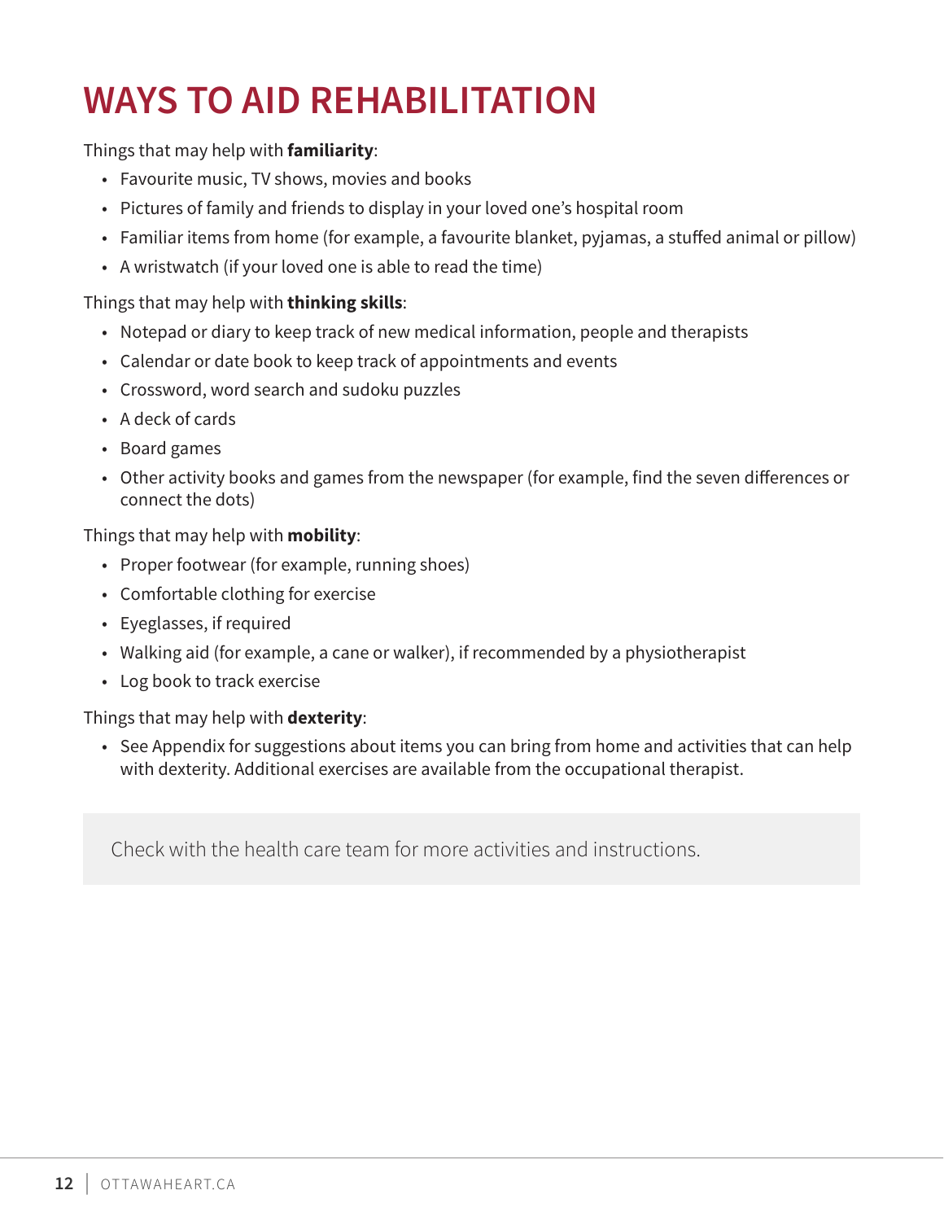# WAYS TO AID REHABILITATION

Things that may help with **familiarity**:

- Favourite music, TV shows, movies and books
- Pictures of family and friends to display in your loved one's hospital room
- Familiar items from home (for example, a favourite blanket, pyjamas, a stuffed animal or pillow)
- A wristwatch (if your loved one is able to read the time)

Things that may help with **thinking skills**:

- Notepad or diary to keep track of new medical information, people and therapists
- Calendar or date book to keep track of appointments and events
- Crossword, word search and sudoku puzzles
- A deck of cards
- Board games
- Other activity books and games from the newspaper (for example, find the seven differences or connect the dots)

Things that may help with **mobility**:

- Proper footwear (for example, running shoes)
- Comfortable clothing for exercise
- Eyeglasses, if required
- Walking aid (for example, a cane or walker), if recommended by a physiotherapist
- Log book to track exercise

Things that may help with **dexterity**:

- See Appendix for suggestions about items you can bring from home and activities that can help with dexterity. Additional exercises are available from the occupational therapist.

Check with the health care team for more activities and instructions.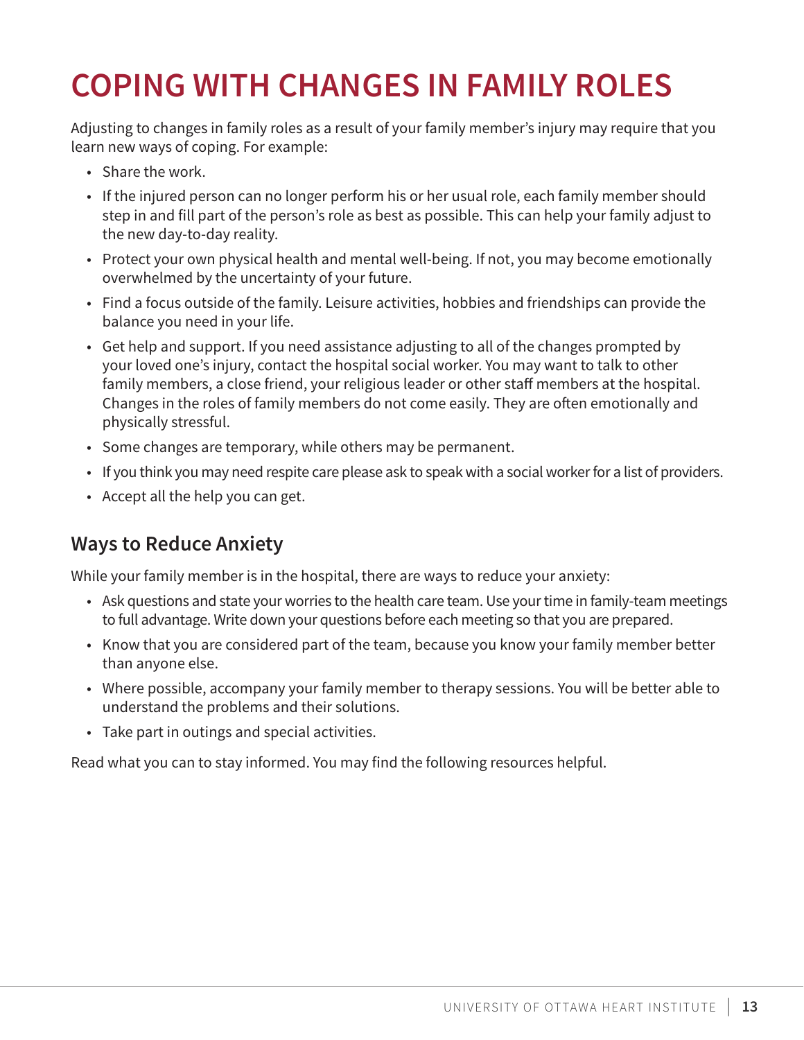# COPING WITH CHANGES IN FAMILY ROLES

Adjusting to changes in family roles as a result of your family member's injury may require that you learn new ways of coping. For example:

- Share the work.
- If the injured person can no longer perform his or her usual role, each family member should step in and fill part of the person's role as best as possible. This can help your family adjust to the new day-to-day reality.
- Protect your own physical health and mental well-being. If not, you may become emotionally overwhelmed by the uncertainty of your future.
- Find a focus outside of the family. Leisure activities, hobbies and friendships can provide the balance you need in your life.
- Get help and support. If you need assistance adjusting to all of the changes prompted by your loved one's injury, contact the hospital social worker. You may want to talk to other family members, a close friend, your religious leader or other staff members at the hospital. Changes in the roles of family members do not come easily. They are often emotionally and physically stressful.
- Some changes are temporary, while others may be permanent.
- If you think you may need respite care please ask to speak with a social worker for a list of providers.
- Accept all the help you can get.

## Ways to Reduce Anxiety

While your family member is in the hospital, there are ways to reduce your anxiety:

- Ask questions and state your worries to the health care team. Use your time in family-team meetings to full advantage. Write down your questions before each meeting so that you are prepared.
- Know that you are considered part of the team, because you know your family member better than anyone else.
- Where possible, accompany your family member to therapy sessions. You will be better able to understand the problems and their solutions.
- Take part in outings and special activities.

Read what you can to stay informed. You may find the following resources helpful.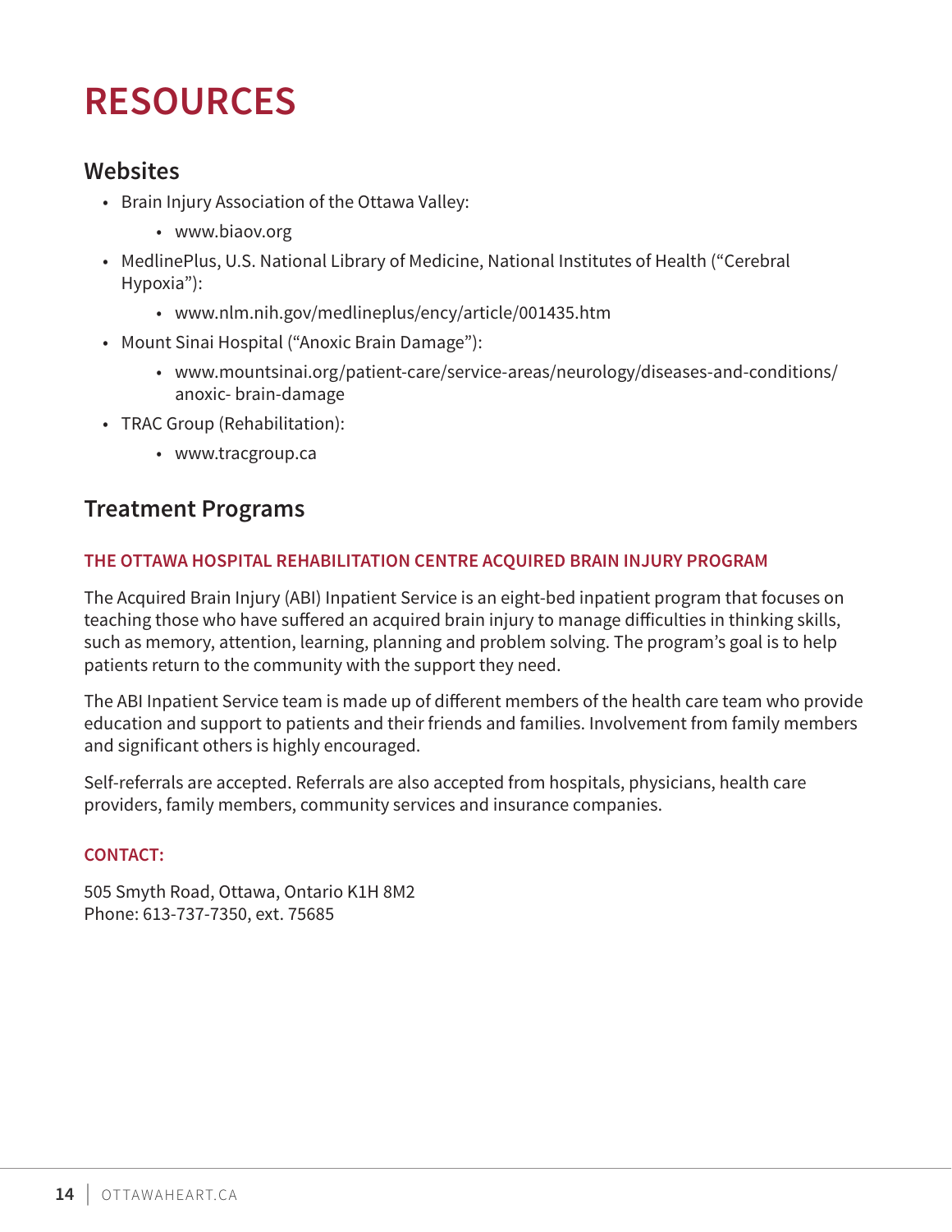# RESOURCES

## Websites

- Brain Injury Association of the Ottawa Valley:
  - www.biaov.org
- MedlinePlus, U.S. National Library of Medicine, National Institutes of Health ("Cerebral Hypoxia"):
  - www.nlm.nih.gov/medlineplus/ency/article/001435.htm
- Mount Sinai Hospital ("Anoxic Brain Damage"):
  - www.mountsinai.org/patient-care/service-areas/neurology/diseases-and-conditions/anoxic- brain-damage
- TRAC Group (Rehabilitation):
  - www.tracgroup.ca

## Treatment Programs

### THE OTTAWA HOSPITAL REHABILITATION CENTRE ACQUIRED BRAIN INJURY PROGRAM

The Acquired Brain Injury (ABI) Inpatient Service is an eight-bed inpatient program that focuses on teaching those who have suffered an acquired brain injury to manage difficulties in thinking skills, such as memory, attention, learning, planning and problem solving. The program's goal is to help patients return to the community with the support they need.

The ABI Inpatient Service team is made up of different members of the health care team who provide education and support to patients and their friends and families. Involvement from family members and significant others is highly encouraged.

Self-referrals are accepted. Referrals are also accepted from hospitals, physicians, health care providers, family members, community services and insurance companies.

**CONTACT:**

505 Smyth Road, Ottawa, Ontario K1H 8M2
Phone: 613-737-7350, ext. 75685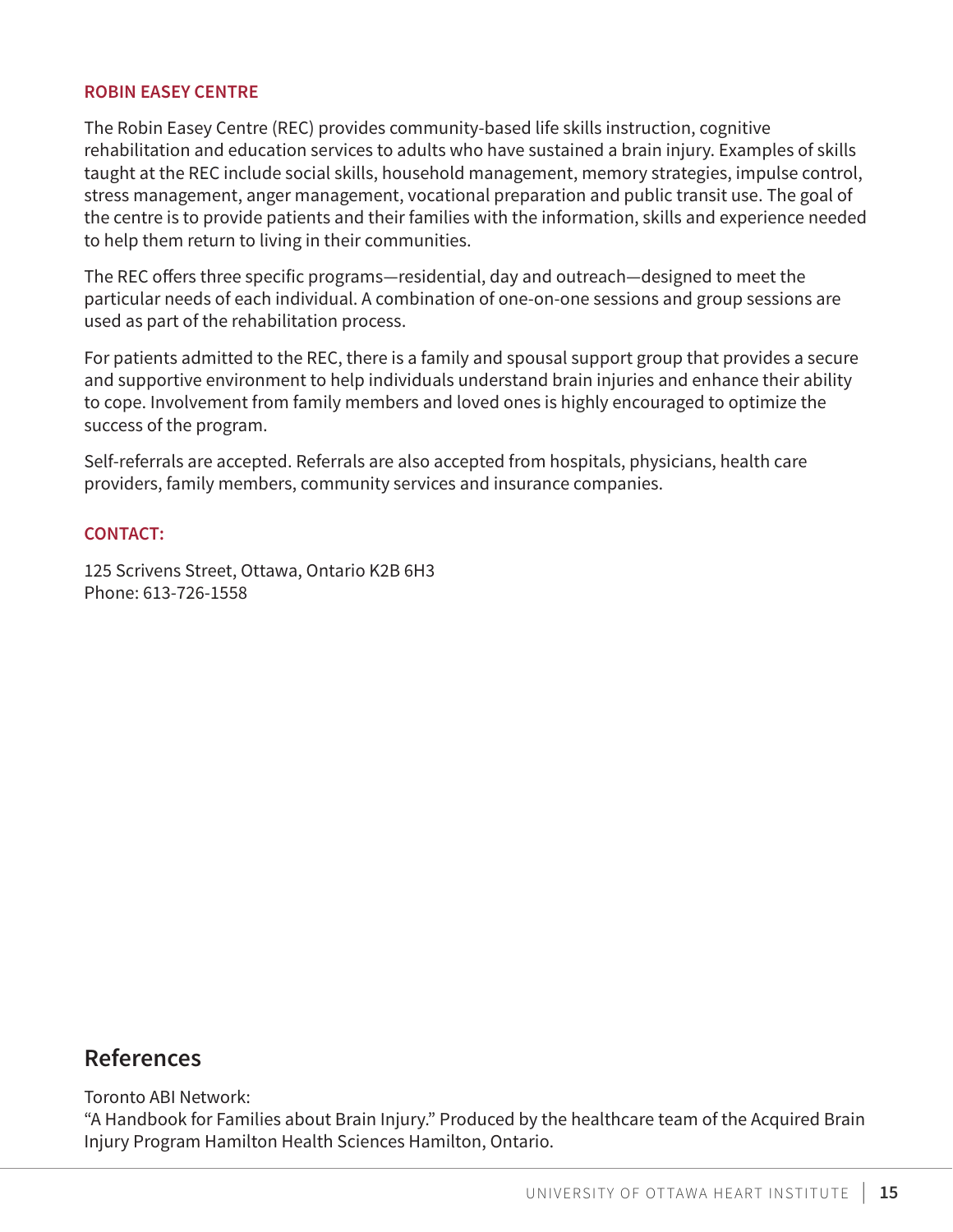### ROBIN EASEY CENTRE

The Robin Easey Centre (REC) provides community-based life skills instruction, cognitive rehabilitation and education services to adults who have sustained a brain injury. Examples of skills taught at the REC include social skills, household management, memory strategies, impulse control, stress management, anger management, vocational preparation and public transit use. The goal of the centre is to provide patients and their families with the information, skills and experience needed to help them return to living in their communities.

The REC offers three specific programs—residential, day and outreach—designed to meet the particular needs of each individual. A combination of one-on-one sessions and group sessions are used as part of the rehabilitation process.

For patients admitted to the REC, there is a family and spousal support group that provides a secure and supportive environment to help individuals understand brain injuries and enhance their ability to cope. Involvement from family members and loved ones is highly encouraged to optimize the success of the program.

Self-referrals are accepted. Referrals are also accepted from hospitals, physicians, health care providers, family members, community services and insurance companies.

### CONTACT:

125 Scrivens Street, Ottawa, Ontario K2B 6H3
Phone: 613-726-1558

## References

Toronto ABI Network:
"A Handbook for Families about Brain Injury." Produced by the healthcare team of the Acquired Brain Injury Program Hamilton Health Sciences Hamilton, Ontario.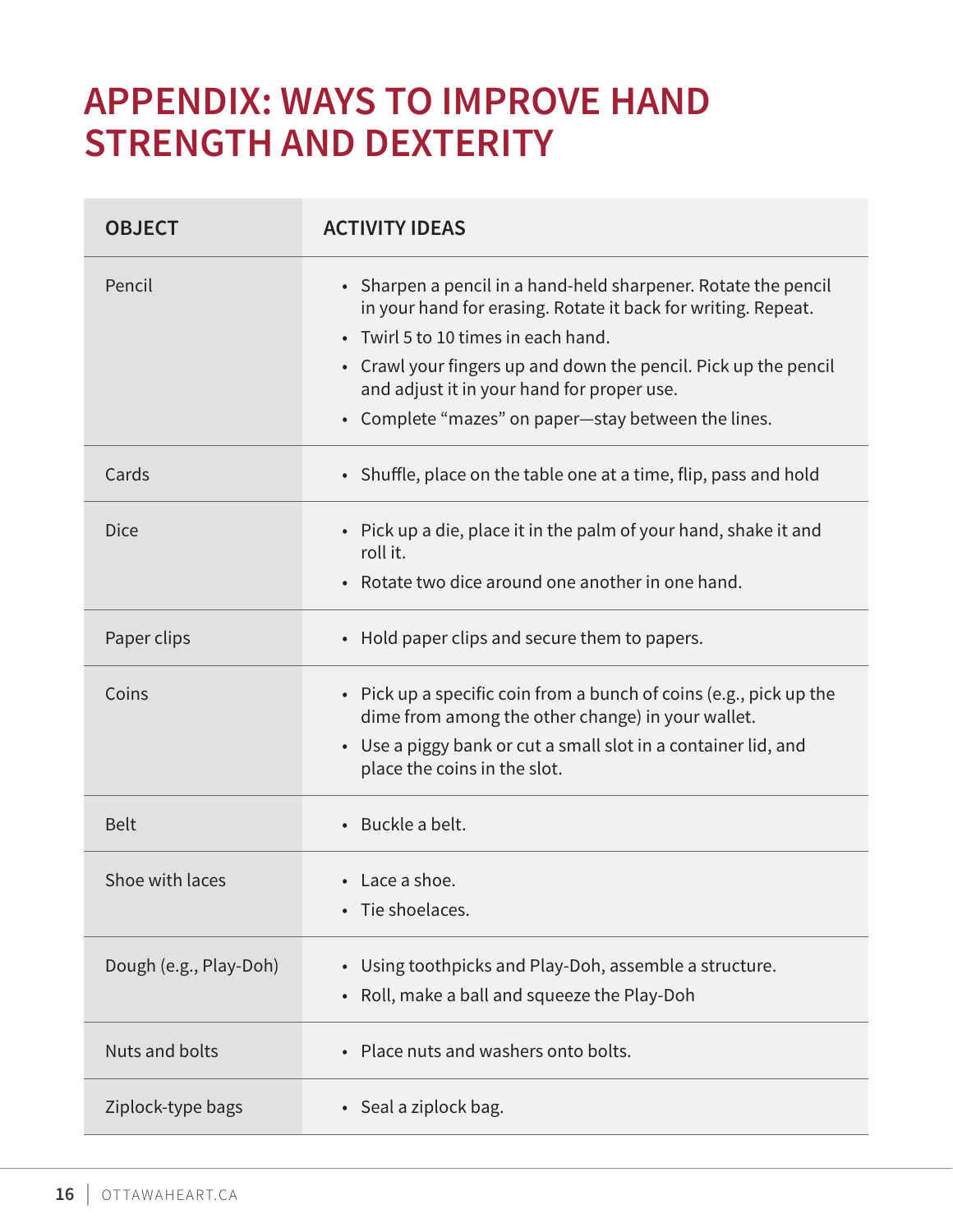# APPENDIX: WAYS TO IMPROVE HAND STRENGTH AND DEXTERITY

| OBJECT | ACTIVITY IDEAS |
|---|---|
| Pencil | • Sharpen a pencil in a hand-held sharpener. Rotate the pencil in your hand for erasing. Rotate it back for writing. Repeat.<br>• Twirl 5 to 10 times in each hand.<br>• Crawl your fingers up and down the pencil. Pick up the pencil and adjust it in your hand for proper use.<br>• Complete "mazes" on paper—stay between the lines. |
| Cards | • Shuffle, place on the table one at a time, flip, pass and hold |
| Dice | • Pick up a die, place it in the palm of your hand, shake it and roll it.<br>• Rotate two dice around one another in one hand. |
| Paper clips | • Hold paper clips and secure them to papers. |
| Coins | • Pick up a specific coin from a bunch of coins (e.g., pick up the dime from among the other change) in your wallet.<br>• Use a piggy bank or cut a small slot in a container lid, and place the coins in the slot. |
| Belt | • Buckle a belt. |
| Shoe with laces | • Lace a shoe.<br>• Tie shoelaces. |
| Dough (e.g., Play-Doh) | • Using toothpicks and Play-Doh, assemble a structure.<br>• Roll, make a ball and squeeze the Play-Doh |
| Nuts and bolts | • Place nuts and washers onto bolts. |
| Ziplock-type bags | • Seal a ziplock bag. |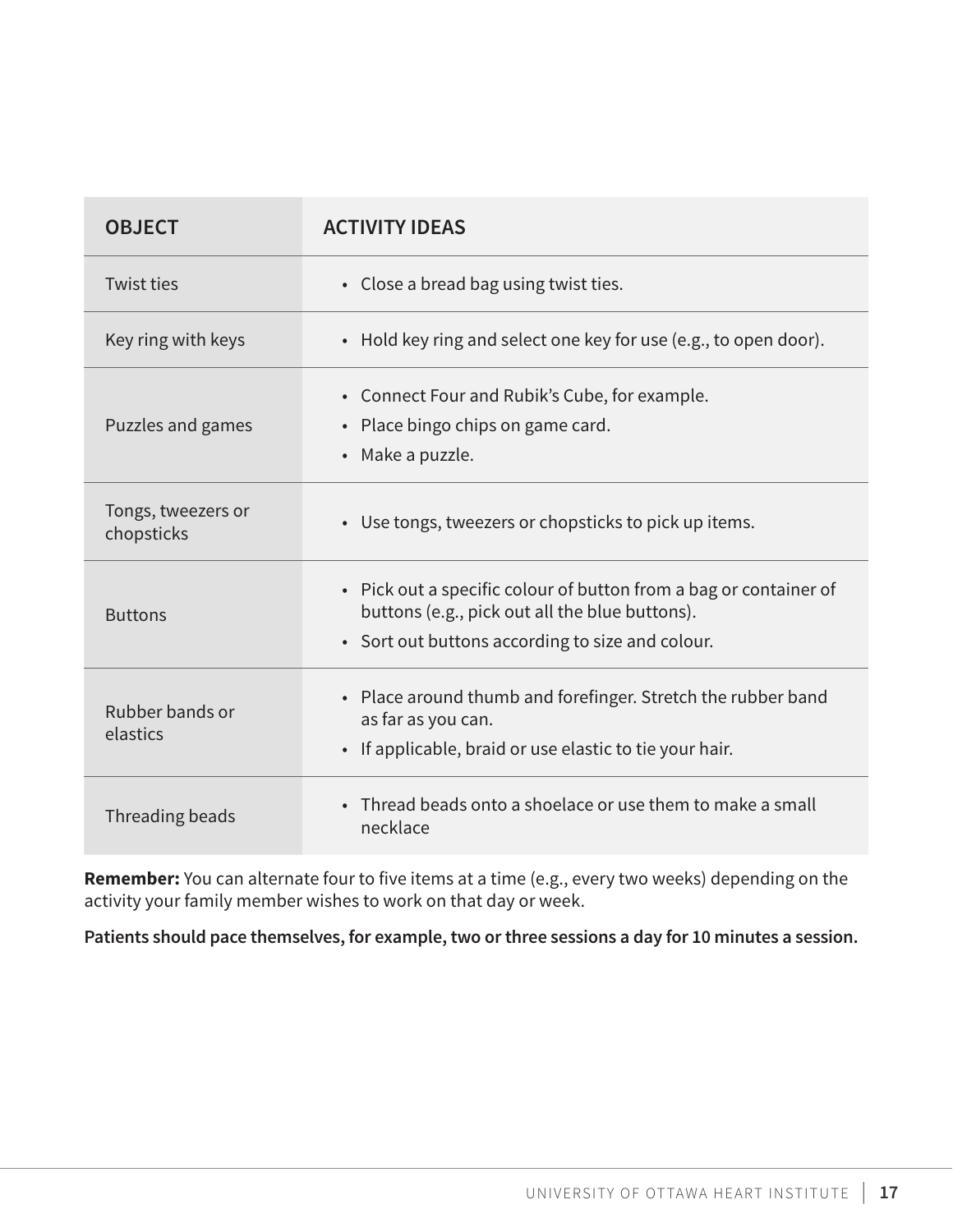| OBJECT | ACTIVITY IDEAS |
| --- | --- |
| Twist ties | • Close a bread bag using twist ties. |
| Key ring with keys | • Hold key ring and select one key for use (e.g., to open door). |
| Puzzles and games | • Connect Four and Rubik's Cube, for example.<br>• Place bingo chips on game card.<br>• Make a puzzle. |
| Tongs, tweezers or chopsticks | • Use tongs, tweezers or chopsticks to pick up items. |
| Buttons | • Pick out a specific colour of button from a bag or container of buttons (e.g., pick out all the blue buttons).<br>• Sort out buttons according to size and colour. |
| Rubber bands or elastics | • Place around thumb and forefinger. Stretch the rubber band as far as you can.<br>• If applicable, braid or use elastic to tie your hair. |
| Threading beads | • Thread beads onto a shoelace or use them to make a small necklace |

**Remember:** You can alternate four to five items at a time (e.g., every two weeks) depending on the activity your family member wishes to work on that day or week.

**Patients should pace themselves, for example, two or three sessions a day for 10 minutes a session.**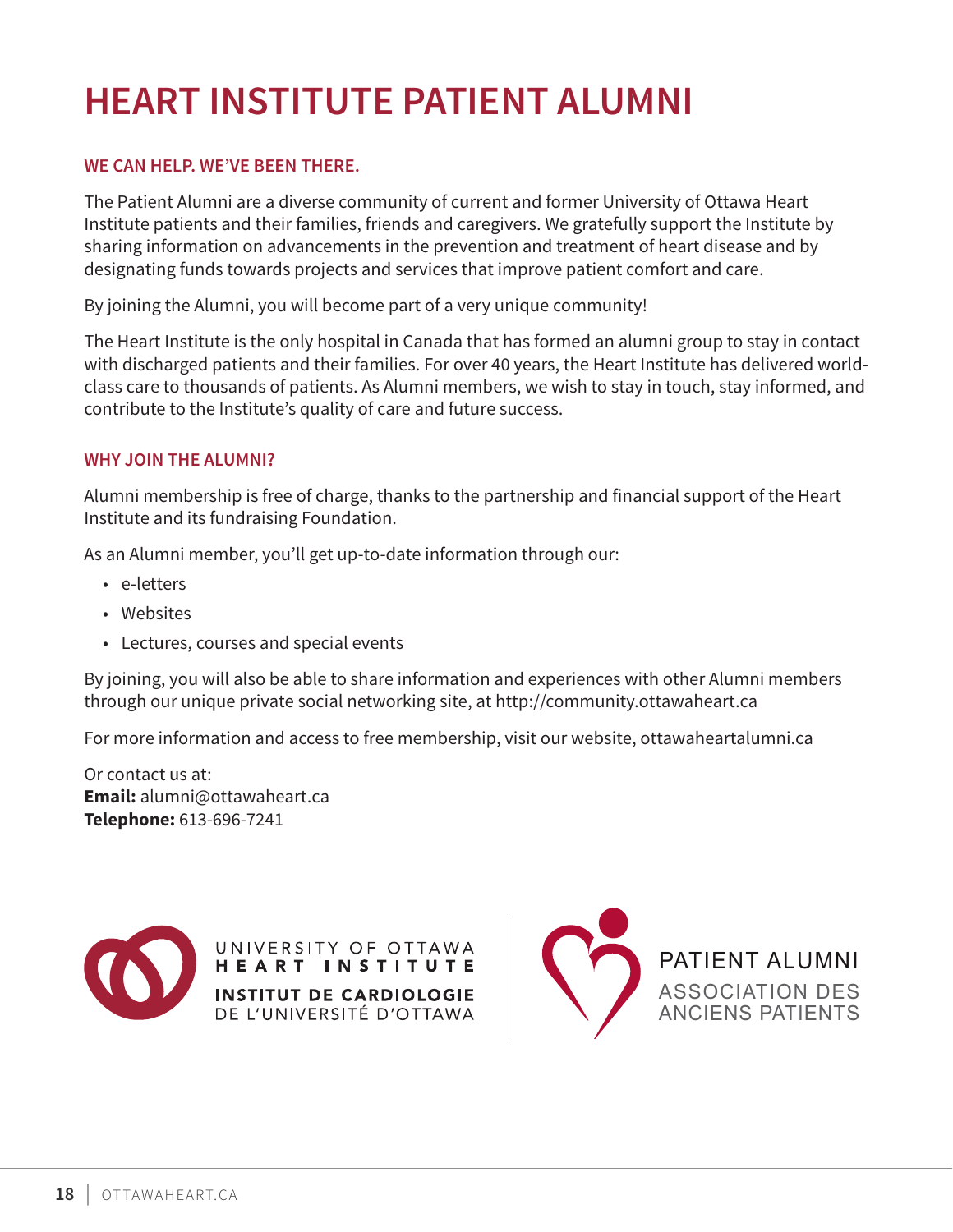# HEART INSTITUTE PATIENT ALUMNI

### WE CAN HELP. WE'VE BEEN THERE.

The Patient Alumni are a diverse community of current and former University of Ottawa Heart Institute patients and their families, friends and caregivers. We gratefully support the Institute by sharing information on advancements in the prevention and treatment of heart disease and by designating funds towards projects and services that improve patient comfort and care.

By joining the Alumni, you will become part of a very unique community!

The Heart Institute is the only hospital in Canada that has formed an alumni group to stay in contact with discharged patients and their families. For over 40 years, the Heart Institute has delivered world-class care to thousands of patients. As Alumni members, we wish to stay in touch, stay informed, and contribute to the Institute's quality of care and future success.

### WHY JOIN THE ALUMNI?

Alumni membership is free of charge, thanks to the partnership and financial support of the Heart Institute and its fundraising Foundation.

As an Alumni member, you'll get up-to-date information through our:

- e-letters
- Websites
- Lectures, courses and special events

By joining, you will also be able to share information and experiences with other Alumni members through our unique private social networking site, at http://community.ottawaheart.ca

For more information and access to free membership, visit our website, ottawaheartalumni.ca

Or contact us at:
**Email:** alumni@ottawaheart.ca
**Telephone:** 613-696-7241

UNIVERSITY OF OTTAWA HEART INSTITUTE
INSTITUT DE CARDIOLOGIE DE L'UNIVERSITÉ D'OTTAWA

PATIENT ALUMNI
ASSOCIATION DES ANCIENS PATIENTS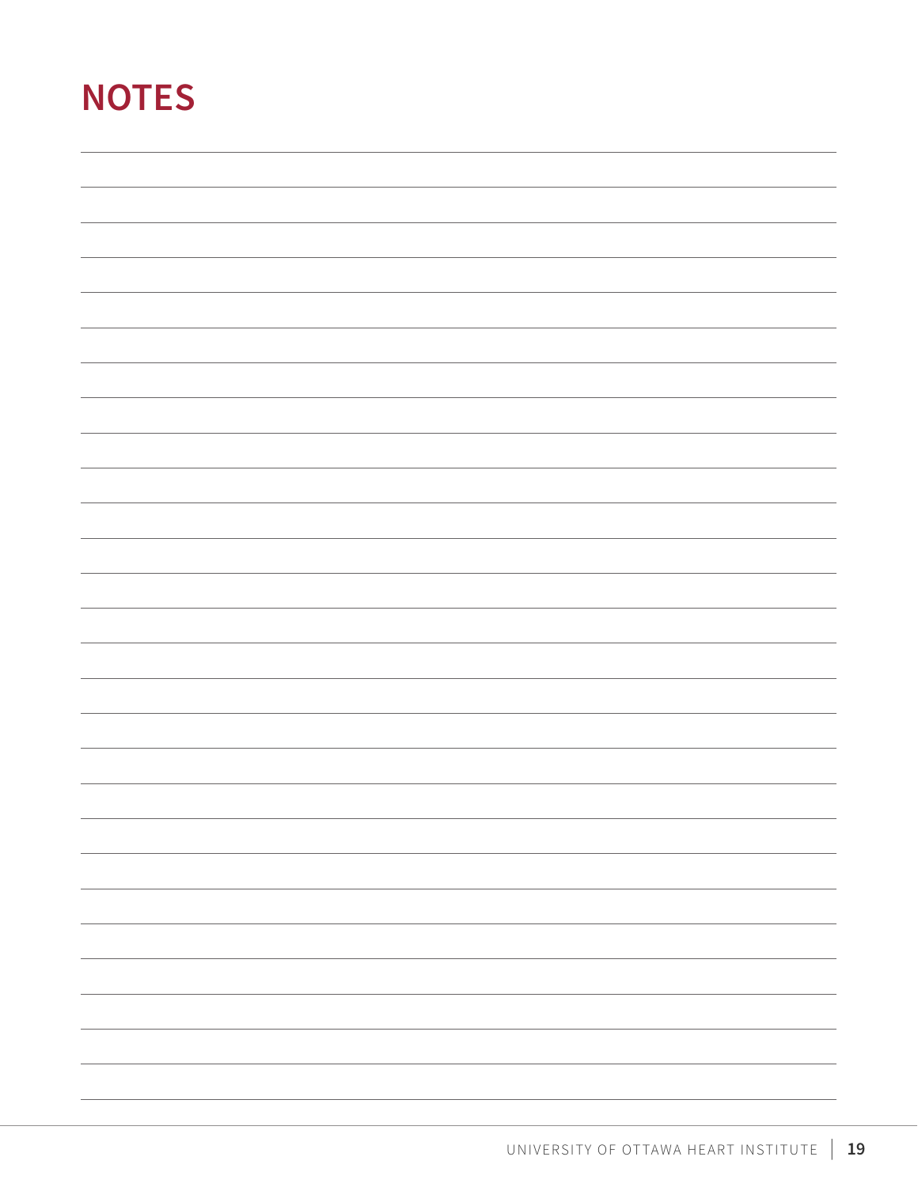# NOTES